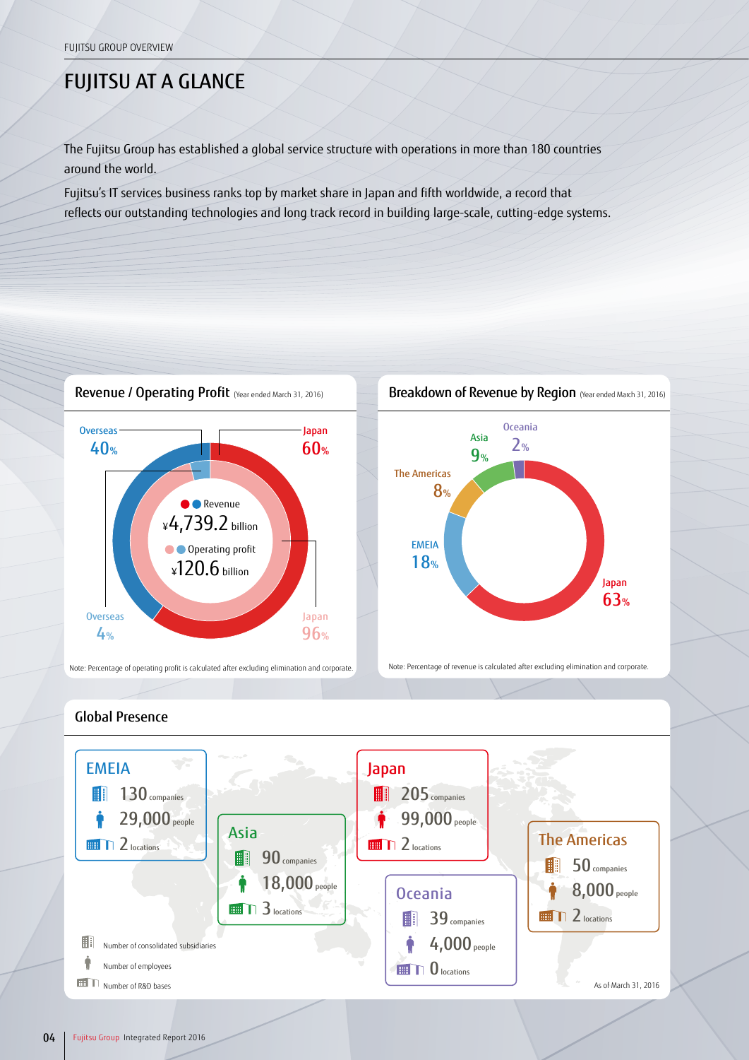FUJITSU GROUP OVERVIEW

# FUJITSU AT A GLANCE

The Fujitsu Group has established a global service structure with operations in more than 180 countries around the world.

Fujitsu's IT services business ranks top by market share in Japan and fifth worldwide, a record that reflects our outstanding technologies and long track record in building large-scale, cutting-edge systems.

## Revenue / Operating Profit (Year ended March 31, 2016)

Revenue: ¥4,739.2 billion

Operating profit: ¥120.6 billion

| | Japan | Overseas |
|---|---|---|
| Revenue | 60% | 40% |
| Operating profit | 96% | 4% |

Note: Percentage of operating profit is calculated after excluding elimination and corporate.

## Breakdown of Revenue by Region (Year ended March 31, 2016)

| Region | Share |
|---|---|
| Japan | 63% |
| EMEIA | 18% |
| The Americas | 8% |
| Asia | 9% |
| Oceania | 2% |

Note: Percentage of revenue is calculated after excluding elimination and corporate.

## Global Presence

| Region | Number of consolidated subsidiaries | Number of employees | Number of R&D bases |
|---|---|---|---|
| EMEIA | 130 companies | 29,000 people | 2 locations |
| Asia | 90 companies | 18,000 people | 3 locations |
| Japan | 205 companies | 99,000 people | 2 locations |
| Oceania | 39 companies | 4,000 people | 0 locations |
| The Americas | 50 companies | 8,000 people | 2 locations |

As of March 31, 2016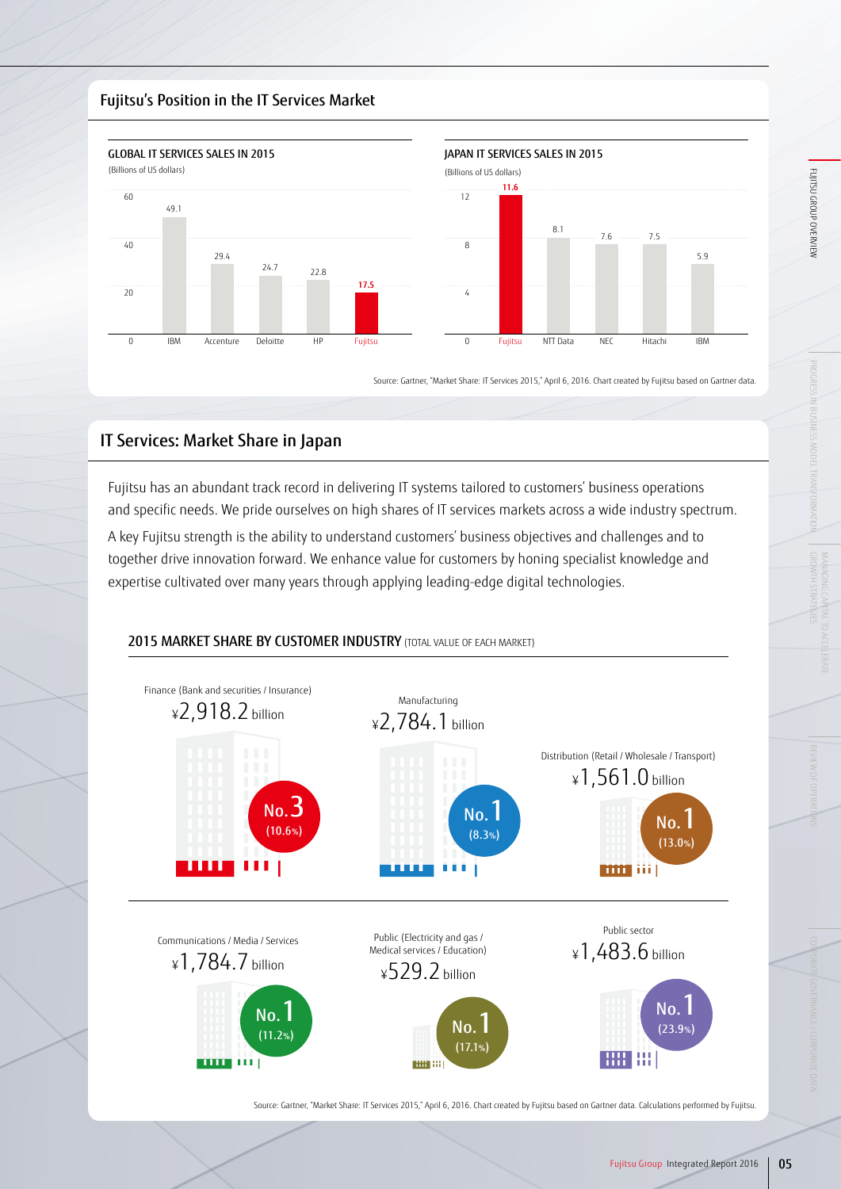## Fujitsu's Position in the IT Services Market

### GLOBAL IT SERVICES SALES IN 2015

(Billions of US dollars)

60
40
20
0

49.1
29.4
24.7
22.8
17.5

IBM
Accenture
Deloitte
HP
Fujitsu

### JAPAN IT SERVICES SALES IN 2015

(Billions of US dollars)

12
8
4
0

11.6
8.1
7.6
7.5
5.9

Fujitsu
NTT Data
NEC
Hitachi
IBM

Source: Gartner, "Market Share: IT Services 2015," April 6, 2016. Chart created by Fujitsu based on Gartner data.

## IT Services: Market Share in Japan

Fujitsu has an abundant track record in delivering IT systems tailored to customers' business operations and specific needs. We pride ourselves on high shares of IT services markets across a wide industry spectrum.

A key Fujitsu strength is the ability to understand customers' business objectives and challenges and to together drive innovation forward. We enhance value for customers by honing specialist knowledge and expertise cultivated over many years through applying leading-edge digital technologies.

### 2015 MARKET SHARE BY CUSTOMER INDUSTRY (TOTAL VALUE OF EACH MARKET)

Finance (Bank and securities / Insurance)
¥2,918.2 billion
No. 3 (10.6%)

Manufacturing
¥2,784.1 billion
No. 1 (8.3%)

Distribution (Retail / Wholesale / Transport)
¥1,561.0 billion
No. 1 (13.0%)

Communications / Media / Services
¥1,784.7 billion
No. 1 (11.2%)

Public (Electricity and gas / Medical services / Education)
¥529.2 billion
No. 1 (17.1%)

Public sector
¥1,483.6 billion
No. 1 (23.9%)

Source: Gartner, "Market Share: IT Services 2015," April 6, 2016. Chart created by Fujitsu based on Gartner data. Calculations performed by Fujitsu.